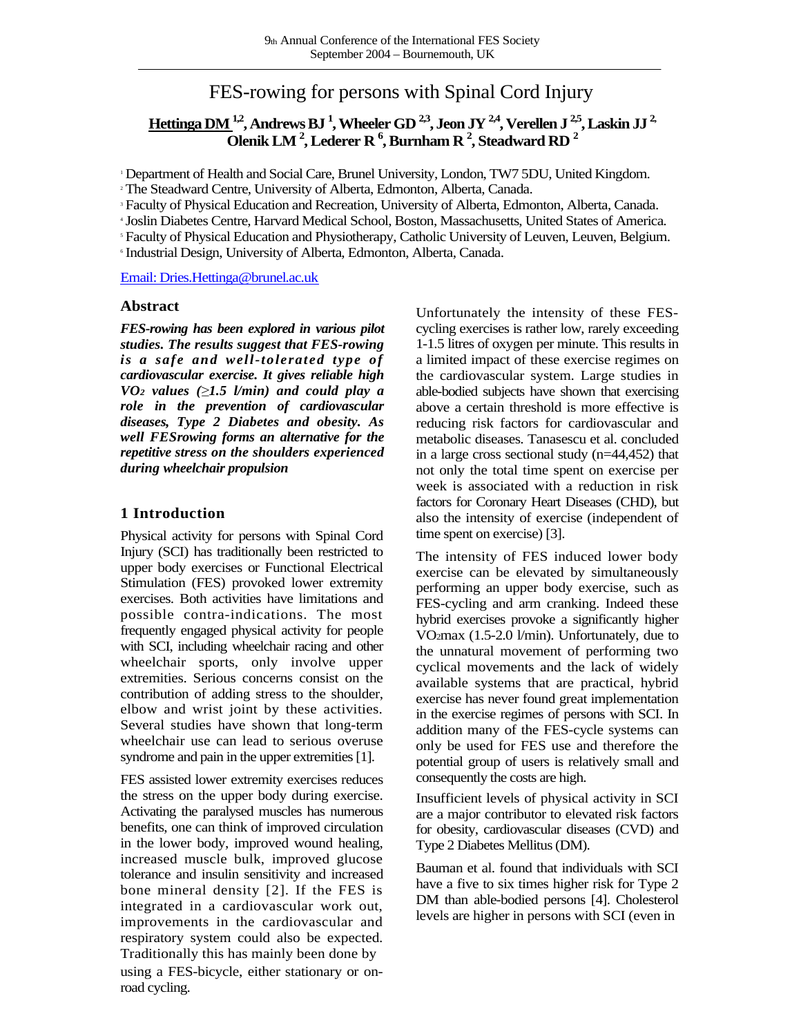# FES-rowing for persons with Spinal Cord Injury

**Hettinga DM [1,2], Andrews BJ [1], Wheeler GD [2,3], Jeon JY [2,4], Verellen J [2,5], Laskin JJ [2], Olenik LM [2], Lederer R [6], Burnham R [2], Steadward RD [2]**

[1] Department of Health and Social Care, Brunel University, London, TW7 5DU, United Kingdom.
[2] The Steadward Centre, University of Alberta, Edmonton, Alberta, Canada.
[3] Faculty of Physical Education and Recreation, University of Alberta, Edmonton, Alberta, Canada.
[4] Joslin Diabetes Centre, Harvard Medical School, Boston, Massachusetts, United States of America.
[5] Faculty of Physical Education and Physiotherapy, Catholic University of Leuven, Leuven, Belgium.
[6] Industrial Design, University of Alberta, Edmonton, Alberta, Canada.

Email: Dries.Hettinga@brunel.ac.uk

## Abstract

***FES-rowing has been explored in various pilot studies. The results suggest that FES-rowing is a safe and well-tolerated type of cardiovascular exercise. It gives reliable high $VO_2$ values ($\geq 1.5$ l/min) and could play a role in the prevention of cardiovascular diseases, Type 2 Diabetes and obesity. As well FESrowing forms an alternative for the repetitive stress on the shoulders experienced during wheelchair propulsion***

## 1 Introduction

Physical activity for persons with Spinal Cord Injury (SCI) has traditionally been restricted to upper body exercises or Functional Electrical Stimulation (FES) provoked lower extremity exercises. Both activities have limitations and possible contra-indications. The most frequently engaged physical activity for people with SCI, including wheelchair racing and other wheelchair sports, only involve upper extremities. Serious concerns consist on the contribution of adding stress to the shoulder, elbow and wrist joint by these activities. Several studies have shown that long-term wheelchair use can lead to serious overuse syndrome and pain in the upper extremities [1].

FES assisted lower extremity exercises reduces the stress on the upper body during exercise. Activating the paralysed muscles has numerous benefits, one can think of improved circulation in the lower body, improved wound healing, increased muscle bulk, improved glucose tolerance and insulin sensitivity and increased bone mineral density [2]. If the FES is integrated in a cardiovascular work out, improvements in the cardiovascular and respiratory system could also be expected. Traditionally this has mainly been done by using a FES-bicycle, either stationary or on-road cycling.

Unfortunately the intensity of these FES-cycling exercises is rather low, rarely exceeding 1-1.5 litres of oxygen per minute. This results in a limited impact of these exercise regimes on the cardiovascular system. Large studies in able-bodied subjects have shown that exercising above a certain threshold is more effective is reducing risk factors for cardiovascular and metabolic diseases. Tanasescu et al. concluded in a large cross sectional study (n=44,452) that not only the total time spent on exercise per week is associated with a reduction in risk factors for Coronary Heart Diseases (CHD), but also the intensity of exercise (independent of time spent on exercise) [3].

The intensity of FES induced lower body exercise can be elevated by simultaneously performing an upper body exercise, such as FES-cycling and arm cranking. Indeed these hybrid exercises provoke a significantly higher $VO_2max$ (1.5-2.0 l/min). Unfortunately, due to the unnatural movement of performing two cyclical movements and the lack of widely available systems that are practical, hybrid exercise has never found great implementation in the exercise regimes of persons with SCI. In addition many of the FES-cycle systems can only be used for FES use and therefore the potential group of users is relatively small and consequently the costs are high.

Insufficient levels of physical activity in SCI are a major contributor to elevated risk factors for obesity, cardiovascular diseases (CVD) and Type 2 Diabetes Mellitus (DM).

Bauman et al. found that individuals with SCI have a five to six times higher risk for Type 2 DM than able-bodied persons [4]. Cholesterol levels are higher in persons with SCI (even in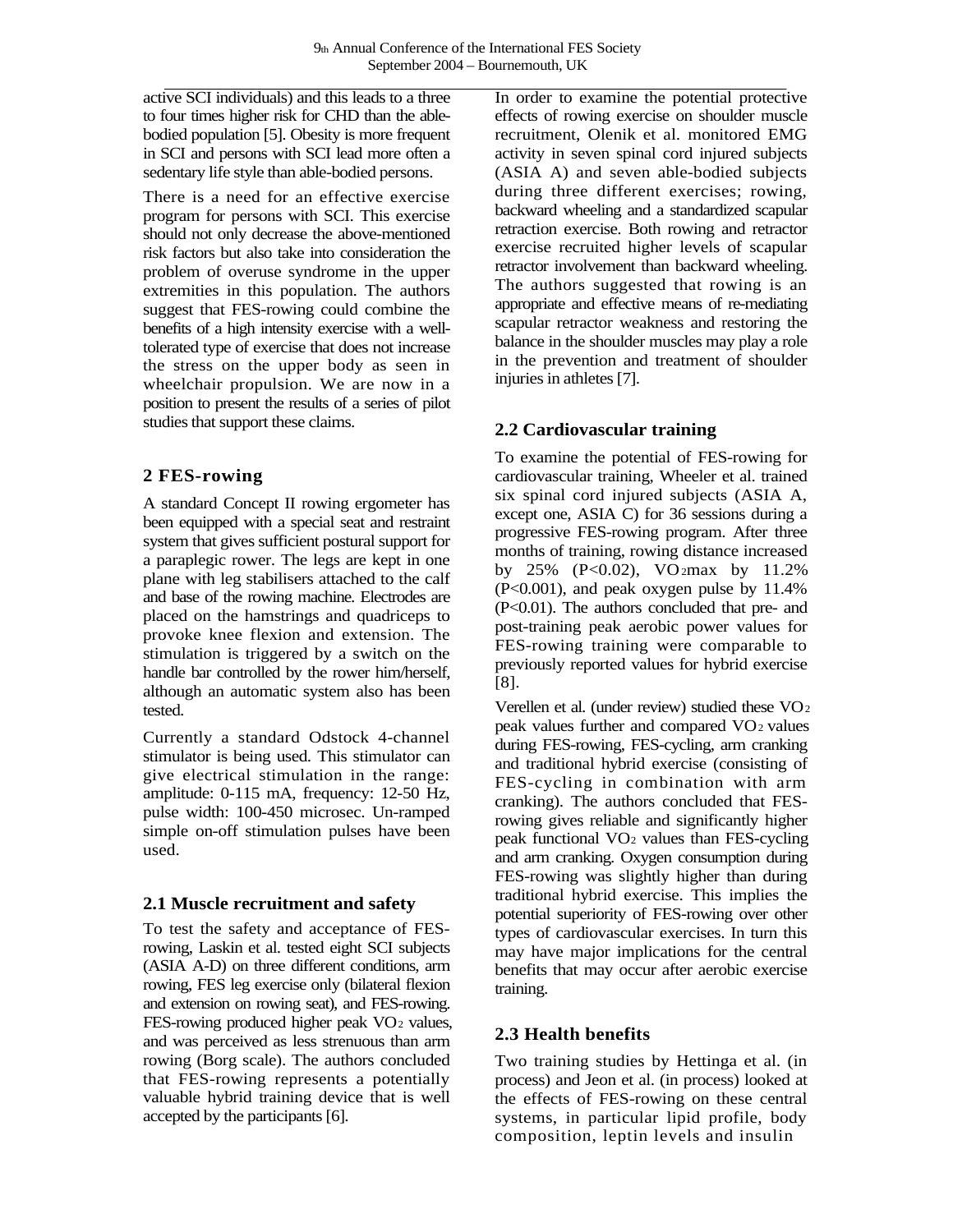active SCI individuals) and this leads to a three to four times higher risk for CHD than the able-bodied population [5]. Obesity is more frequent in SCI and persons with SCI lead more often a sedentary life style than able-bodied persons.

There is a need for an effective exercise program for persons with SCI. This exercise should not only decrease the above-mentioned risk factors but also take into consideration the problem of overuse syndrome in the upper extremities in this population. The authors suggest that FES-rowing could combine the benefits of a high intensity exercise with a well-tolerated type of exercise that does not increase the stress on the upper body as seen in wheelchair propulsion. We are now in a position to present the results of a series of pilot studies that support these claims.

## 2 FES-rowing

A standard Concept II rowing ergometer has been equipped with a special seat and restraint system that gives sufficient postural support for a paraplegic rower. The legs are kept in one plane with leg stabilisers attached to the calf and base of the rowing machine. Electrodes are placed on the hamstrings and quadriceps to provoke knee flexion and extension. The stimulation is triggered by a switch on the handle bar controlled by the rower him/herself, although an automatic system also has been tested.

Currently a standard Odstock 4-channel stimulator is being used. This stimulator can give electrical stimulation in the range: amplitude: 0-115 mA, frequency: 12-50 Hz, pulse width: 100-450 microsec. Un-ramped simple on-off stimulation pulses have been used.

### 2.1 Muscle recruitment and safety

To test the safety and acceptance of FES-rowing, Laskin et al. tested eight SCI subjects (ASIA A-D) on three different conditions, arm rowing, FES leg exercise only (bilateral flexion and extension on rowing seat), and FES-rowing. FES-rowing produced higher peak $VO_2$ values, and was perceived as less strenuous than arm rowing (Borg scale). The authors concluded that FES-rowing represents a potentially valuable hybrid training device that is well accepted by the participants [6].

In order to examine the potential protective effects of rowing exercise on shoulder muscle recruitment, Olenik et al. monitored EMG activity in seven spinal cord injured subjects (ASIA A) and seven able-bodied subjects during three different exercises; rowing, backward wheeling and a standardized scapular retraction exercise. Both rowing and retractor exercise recruited higher levels of scapular retractor involvement than backward wheeling. The authors suggested that rowing is an appropriate and effective means of re-mediating scapular retractor weakness and restoring the balance in the shoulder muscles may play a role in the prevention and treatment of shoulder injuries in athletes [7].

### 2.2 Cardiovascular training

To examine the potential of FES-rowing for cardiovascular training, Wheeler et al. trained six spinal cord injured subjects (ASIA A, except one, ASIA C) for 36 sessions during a progressive FES-rowing program. After three months of training, rowing distance increased by 25% ($P<0.02$), $VO_2max$ by 11.2% ($P<0.001$), and peak oxygen pulse by 11.4% ($P<0.01$). The authors concluded that pre- and post-training peak aerobic power values for FES-rowing training were comparable to previously reported values for hybrid exercise [8].

Verellen et al. (under review) studied these $VO_2$ peak values further and compared $VO_2$ values during FES-rowing, FES-cycling, arm cranking and traditional hybrid exercise (consisting of FES-cycling in combination with arm cranking). The authors concluded that FES-rowing gives reliable and significantly higher peak functional $VO_2$ values than FES-cycling and arm cranking. Oxygen consumption during FES-rowing was slightly higher than during traditional hybrid exercise. This implies the potential superiority of FES-rowing over other types of cardiovascular exercises. In turn this may have major implications for the central benefits that may occur after aerobic exercise training.

### 2.3 Health benefits

Two training studies by Hettinga et al. (in process) and Jeon et al. (in process) looked at the effects of FES-rowing on these central systems, in particular lipid profile, body composition, leptin levels and insulin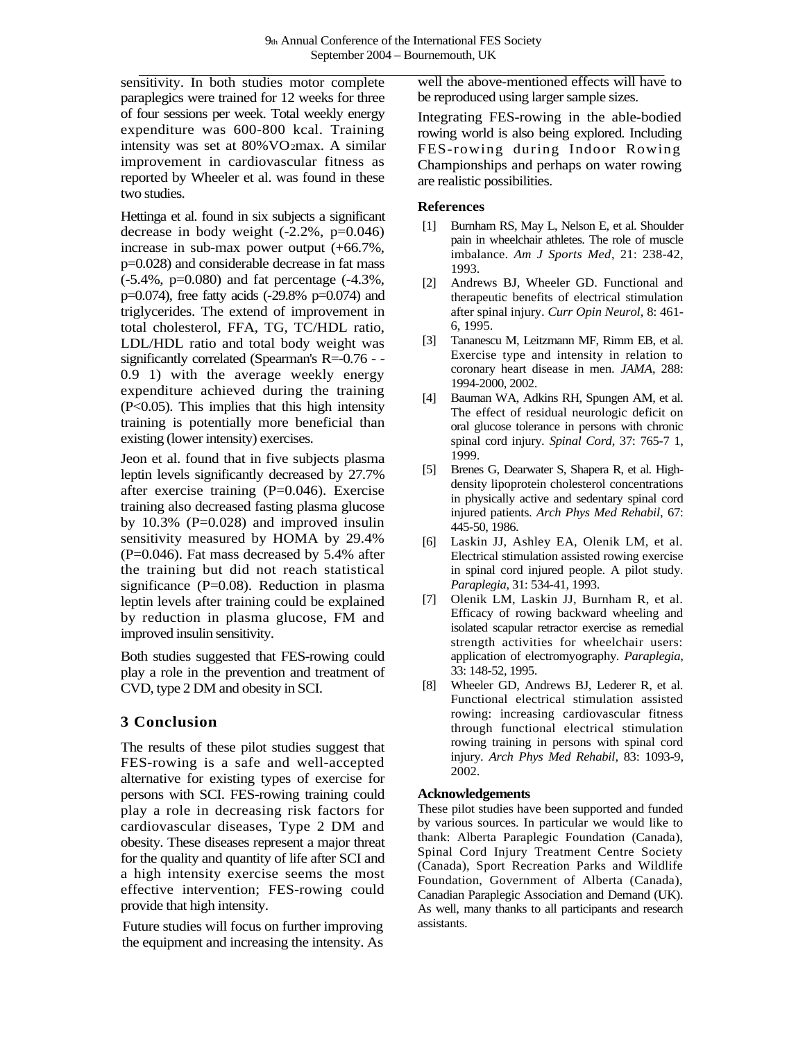sensitivity. In both studies motor complete paraplegics were trained for 12 weeks for three of four sessions per week. Total weekly energy expenditure was 600-800 kcal. Training intensity was set at 80%$VO_2$max. A similar improvement in cardiovascular fitness as reported by Wheeler et al. was found in these two studies.

Hettinga et al. found in six subjects a significant decrease in body weight (-2.2%, p=0.046) increase in sub-max power output (+66.7%, p=0.028) and considerable decrease in fat mass (-5.4%, p=0.080) and fat percentage (-4.3%, p=0.074), free fatty acids (-29.8% p=0.074) and triglycerides. The extend of improvement in total cholesterol, FFA, TG, TC/HDL ratio, LDL/HDL ratio and total body weight was significantly correlated (Spearman's R=-0.76 - -0.9 1) with the average weekly energy expenditure achieved during the training (P<0.05). This implies that this high intensity training is potentially more beneficial than existing (lower intensity) exercises.

Jeon et al. found that in five subjects plasma leptin levels significantly decreased by 27.7% after exercise training (P=0.046). Exercise training also decreased fasting plasma glucose by 10.3% (P=0.028) and improved insulin sensitivity measured by HOMA by 29.4% (P=0.046). Fat mass decreased by 5.4% after the training but did not reach statistical significance (P=0.08). Reduction in plasma leptin levels after training could be explained by reduction in plasma glucose, FM and improved insulin sensitivity.

Both studies suggested that FES-rowing could play a role in the prevention and treatment of CVD, type 2 DM and obesity in SCI.

## 3 Conclusion

The results of these pilot studies suggest that FES-rowing is a safe and well-accepted alternative for existing types of exercise for persons with SCI. FES-rowing training could play a role in decreasing risk factors for cardiovascular diseases, Type 2 DM and obesity. These diseases represent a major threat for the quality and quantity of life after SCI and a high intensity exercise seems the most effective intervention; FES-rowing could provide that high intensity.

Future studies will focus on further improving the equipment and increasing the intensity. As well the above-mentioned effects will have to be reproduced using larger sample sizes.

Integrating FES-rowing in the able-bodied rowing world is also being explored. Including FES-rowing during Indoor Rowing Championships and perhaps on water rowing are realistic possibilities.

### References

[1] Burnham RS, May L, Nelson E, et al. Shoulder pain in wheelchair athletes. The role of muscle imbalance. *Am J Sports Med*, 21: 238-42, 1993.

[2] Andrews BJ, Wheeler GD. Functional and therapeutic benefits of electrical stimulation after spinal injury. *Curr Opin Neurol*, 8: 461-6, 1995.

[3] Tananescu M, Leitzmann MF, Rimm EB, et al. Exercise type and intensity in relation to coronary heart disease in men. *JAMA*, 288: 1994-2000, 2002.

[4] Bauman WA, Adkins RH, Spungen AM, et al. The effect of residual neurologic deficit on oral glucose tolerance in persons with chronic spinal cord injury. *Spinal Cord*, 37: 765-7 1, 1999.

[5] Brenes G, Dearwater S, Shapera R, et al. High-density lipoprotein cholesterol concentrations in physically active and sedentary spinal cord injured patients. *Arch Phys Med Rehabil*, 67: 445-50, 1986.

[6] Laskin JJ, Ashley EA, Olenik LM, et al. Electrical stimulation assisted rowing exercise in spinal cord injured people. A pilot study. *Paraplegia*, 31: 534-41, 1993.

[7] Olenik LM, Laskin JJ, Burnham R, et al. Efficacy of rowing backward wheeling and isolated scapular retractor exercise as remedial strength activities for wheelchair users: application of electromyography. *Paraplegia*, 33: 148-52, 1995.

[8] Wheeler GD, Andrews BJ, Lederer R, et al. Functional electrical stimulation assisted rowing: increasing cardiovascular fitness through functional electrical stimulation rowing training in persons with spinal cord injury. *Arch Phys Med Rehabil*, 83: 1093-9, 2002.

### Acknowledgements

These pilot studies have been supported and funded by various sources. In particular we would like to thank: Alberta Paraplegic Foundation (Canada), Spinal Cord Injury Treatment Centre Society (Canada), Sport Recreation Parks and Wildlife Foundation, Government of Alberta (Canada), Canadian Paraplegic Association and Demand (UK). As well, many thanks to all participants and research assistants.